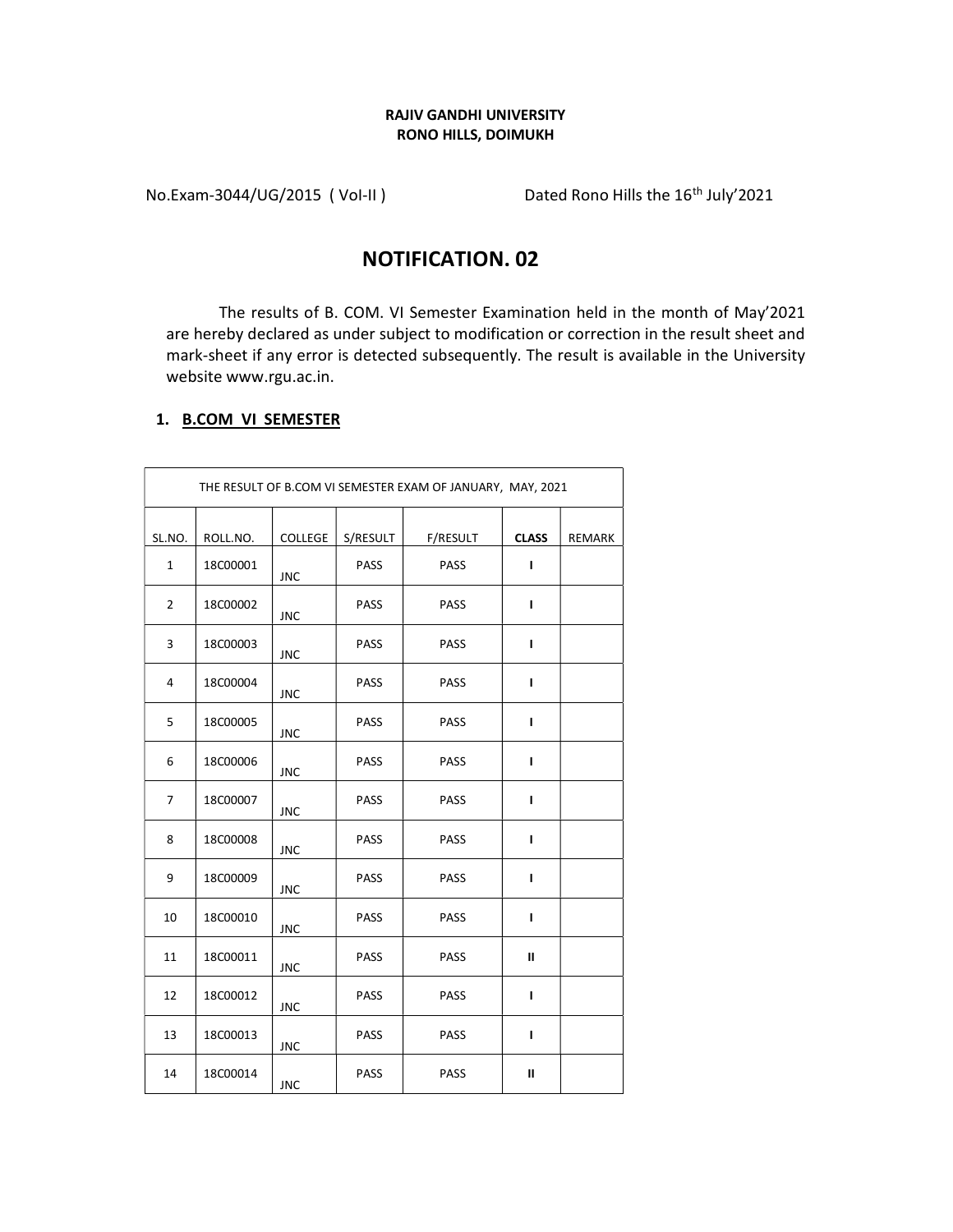**RAJIV GANDHI UNIVERSITY**
**RONO HILLS, DOIMUKH**

No.Exam-3044/UG/2015 ( Vol-II ) Dated Rono Hills the 16th July'2021

# NOTIFICATION. 02

The results of B. COM. VI Semester Examination held in the month of May'2021 are hereby declared as under subject to modification or correction in the result sheet and mark-sheet if any error is detected subsequently. The result is available in the University website www.rgu.ac.in.

## 1. B.COM VI SEMESTER

| THE RESULT OF B.COM VI SEMESTER EXAM OF JANUARY, MAY, 2021 | | | | | | |
|---|---|---|---|---|---|---|
| SL.NO. | ROLL.NO. | COLLEGE | S/RESULT | F/RESULT | **CLASS** | REMARK |
| 1 | 18C00001 | JNC | PASS | PASS | **I** | |
| 2 | 18C00002 | JNC | PASS | PASS | **I** | |
| 3 | 18C00003 | JNC | PASS | PASS | **I** | |
| 4 | 18C00004 | JNC | PASS | PASS | **I** | |
| 5 | 18C00005 | JNC | PASS | PASS | **I** | |
| 6 | 18C00006 | JNC | PASS | PASS | **I** | |
| 7 | 18C00007 | JNC | PASS | PASS | **I** | |
| 8 | 18C00008 | JNC | PASS | PASS | **I** | |
| 9 | 18C00009 | JNC | PASS | PASS | **I** | |
| 10 | 18C00010 | JNC | PASS | PASS | **I** | |
| 11 | 18C00011 | JNC | PASS | PASS | **II** | |
| 12 | 18C00012 | JNC | PASS | PASS | **I** | |
| 13 | 18C00013 | JNC | PASS | PASS | **I** | |
| 14 | 18C00014 | JNC | PASS | PASS | **II** | |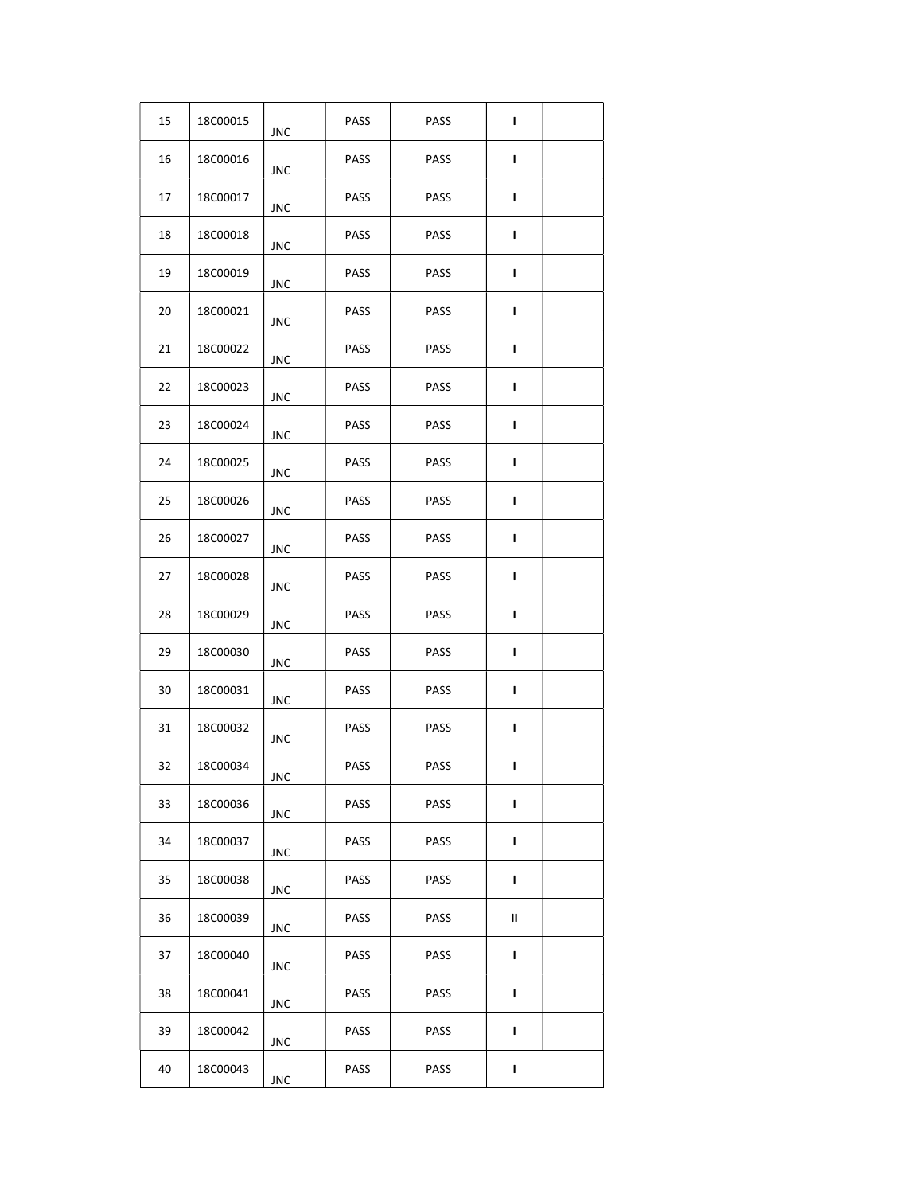|  |  |  |  |  |  |  |
|---|---|---|---|---|---|---|
| 15 | 18C00015 | JNC | PASS | PASS | I |  |
| 16 | 18C00016 | JNC | PASS | PASS | I |  |
| 17 | 18C00017 | JNC | PASS | PASS | I |  |
| 18 | 18C00018 | JNC | PASS | PASS | I |  |
| 19 | 18C00019 | JNC | PASS | PASS | I |  |
| 20 | 18C00021 | JNC | PASS | PASS | I |  |
| 21 | 18C00022 | JNC | PASS | PASS | I |  |
| 22 | 18C00023 | JNC | PASS | PASS | I |  |
| 23 | 18C00024 | JNC | PASS | PASS | I |  |
| 24 | 18C00025 | JNC | PASS | PASS | I |  |
| 25 | 18C00026 | JNC | PASS | PASS | I |  |
| 26 | 18C00027 | JNC | PASS | PASS | I |  |
| 27 | 18C00028 | JNC | PASS | PASS | I |  |
| 28 | 18C00029 | JNC | PASS | PASS | I |  |
| 29 | 18C00030 | JNC | PASS | PASS | I |  |
| 30 | 18C00031 | JNC | PASS | PASS | I |  |
| 31 | 18C00032 | JNC | PASS | PASS | I |  |
| 32 | 18C00034 | JNC | PASS | PASS | I |  |
| 33 | 18C00036 | JNC | PASS | PASS | I |  |
| 34 | 18C00037 | JNC | PASS | PASS | I |  |
| 35 | 18C00038 | JNC | PASS | PASS | I |  |
| 36 | 18C00039 | JNC | PASS | PASS | II |  |
| 37 | 18C00040 | JNC | PASS | PASS | I |  |
| 38 | 18C00041 | JNC | PASS | PASS | I |  |
| 39 | 18C00042 | JNC | PASS | PASS | I |  |
| 40 | 18C00043 | JNC | PASS | PASS | I |  |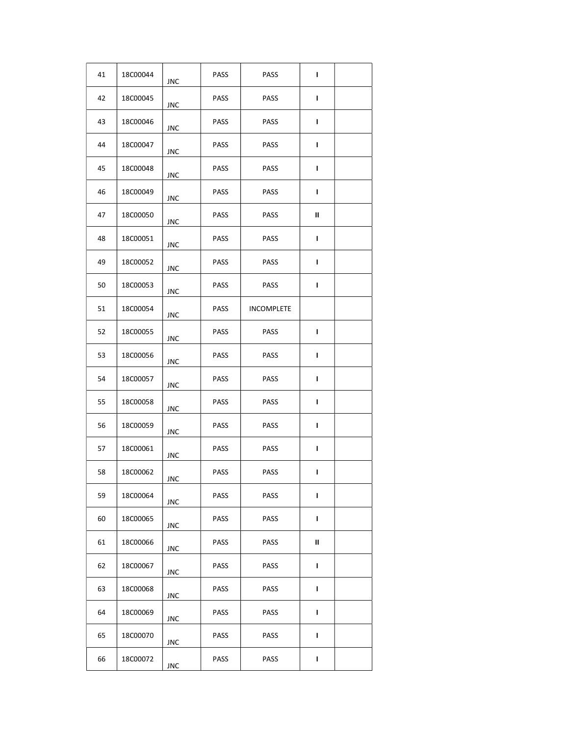| 41 | 18C00044 | JNC | PASS | PASS | I | |
|---|---|---|---|---|---|---|
| 42 | 18C00045 | JNC | PASS | PASS | I | |
| 43 | 18C00046 | JNC | PASS | PASS | I | |
| 44 | 18C00047 | JNC | PASS | PASS | I | |
| 45 | 18C00048 | JNC | PASS | PASS | I | |
| 46 | 18C00049 | JNC | PASS | PASS | I | |
| 47 | 18C00050 | JNC | PASS | PASS | II | |
| 48 | 18C00051 | JNC | PASS | PASS | I | |
| 49 | 18C00052 | JNC | PASS | PASS | I | |
| 50 | 18C00053 | JNC | PASS | PASS | I | |
| 51 | 18C00054 | JNC | PASS | INCOMPLETE | | |
| 52 | 18C00055 | JNC | PASS | PASS | I | |
| 53 | 18C00056 | JNC | PASS | PASS | I | |
| 54 | 18C00057 | JNC | PASS | PASS | I | |
| 55 | 18C00058 | JNC | PASS | PASS | I | |
| 56 | 18C00059 | JNC | PASS | PASS | I | |
| 57 | 18C00061 | JNC | PASS | PASS | I | |
| 58 | 18C00062 | JNC | PASS | PASS | I | |
| 59 | 18C00064 | JNC | PASS | PASS | I | |
| 60 | 18C00065 | JNC | PASS | PASS | I | |
| 61 | 18C00066 | JNC | PASS | PASS | II | |
| 62 | 18C00067 | JNC | PASS | PASS | I | |
| 63 | 18C00068 | JNC | PASS | PASS | I | |
| 64 | 18C00069 | JNC | PASS | PASS | I | |
| 65 | 18C00070 | JNC | PASS | PASS | I | |
| 66 | 18C00072 | JNC | PASS | PASS | I | |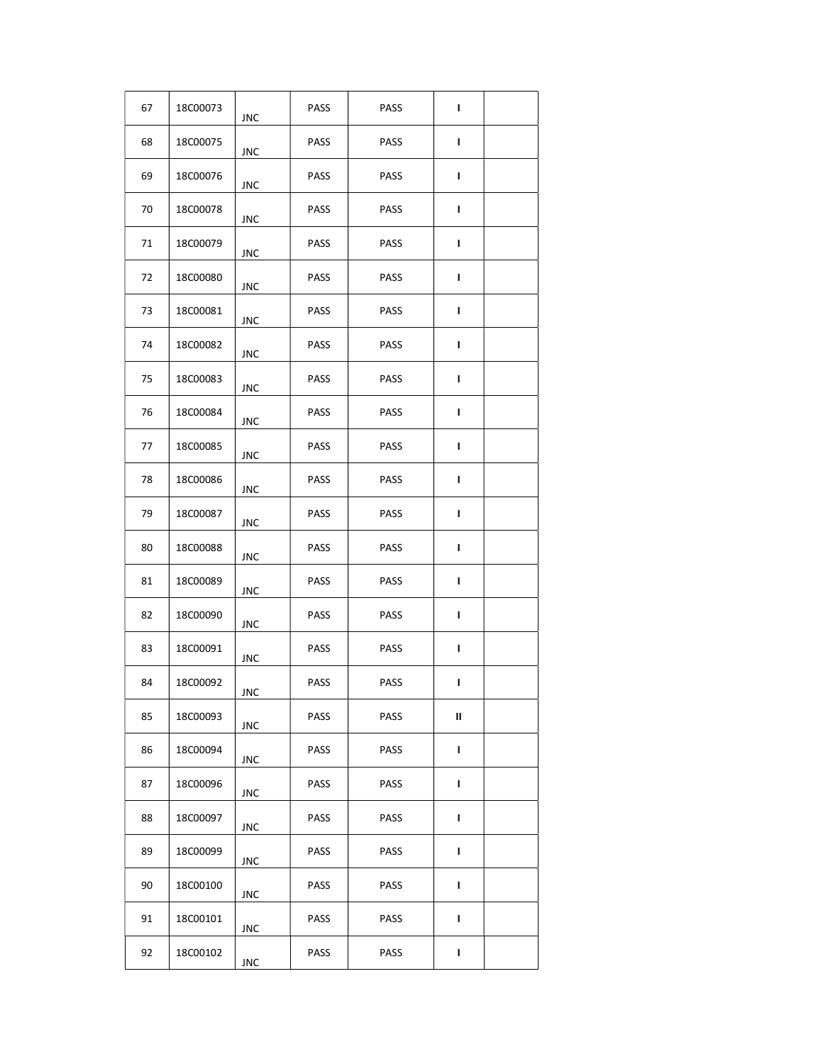| | | | | | | |
|---|---|---|---|---|---|---|
| 67 | 18C00073 | JNC | PASS | PASS | I | |
| 68 | 18C00075 | JNC | PASS | PASS | I | |
| 69 | 18C00076 | JNC | PASS | PASS | I | |
| 70 | 18C00078 | JNC | PASS | PASS | I | |
| 71 | 18C00079 | JNC | PASS | PASS | I | |
| 72 | 18C00080 | JNC | PASS | PASS | I | |
| 73 | 18C00081 | JNC | PASS | PASS | I | |
| 74 | 18C00082 | JNC | PASS | PASS | I | |
| 75 | 18C00083 | JNC | PASS | PASS | I | |
| 76 | 18C00084 | JNC | PASS | PASS | I | |
| 77 | 18C00085 | JNC | PASS | PASS | I | |
| 78 | 18C00086 | JNC | PASS | PASS | I | |
| 79 | 18C00087 | JNC | PASS | PASS | I | |
| 80 | 18C00088 | JNC | PASS | PASS | I | |
| 81 | 18C00089 | JNC | PASS | PASS | I | |
| 82 | 18C00090 | JNC | PASS | PASS | I | |
| 83 | 18C00091 | JNC | PASS | PASS | I | |
| 84 | 18C00092 | JNC | PASS | PASS | I | |
| 85 | 18C00093 | JNC | PASS | PASS | II | |
| 86 | 18C00094 | JNC | PASS | PASS | I | |
| 87 | 18C00096 | JNC | PASS | PASS | I | |
| 88 | 18C00097 | JNC | PASS | PASS | I | |
| 89 | 18C00099 | JNC | PASS | PASS | I | |
| 90 | 18C00100 | JNC | PASS | PASS | I | |
| 91 | 18C00101 | JNC | PASS | PASS | I | |
| 92 | 18C00102 | JNC | PASS | PASS | I | |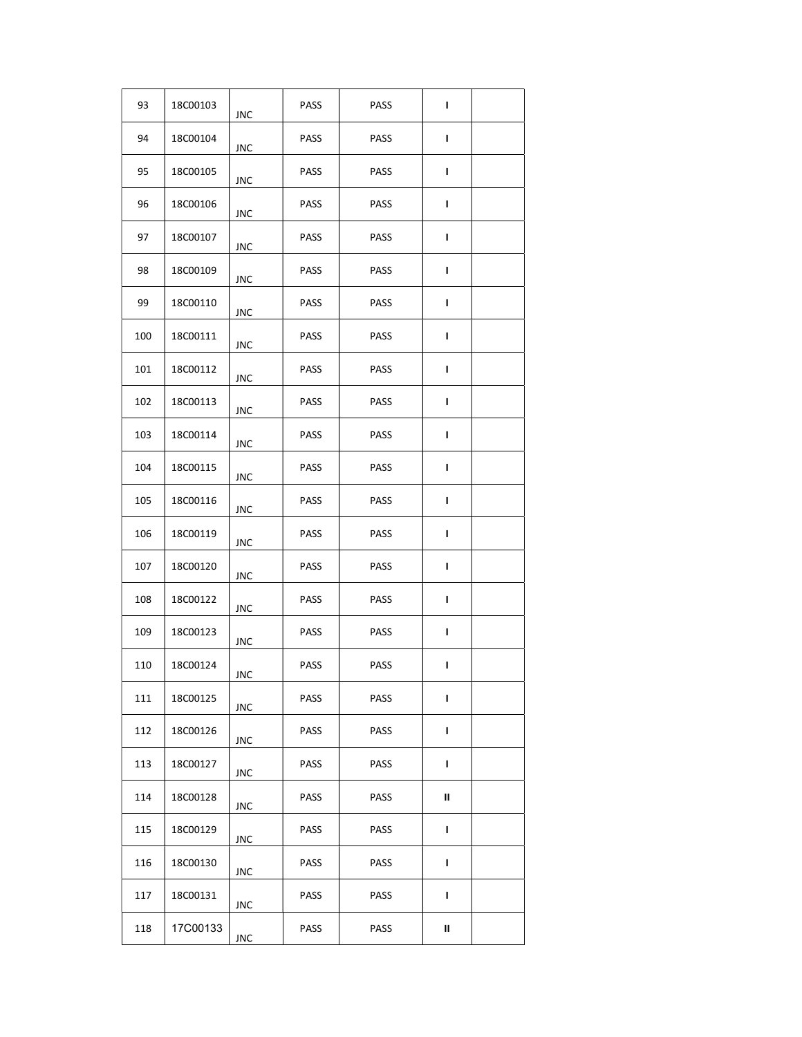| 93 | 18C00103 | JNC | PASS | PASS | I | |
|---|---|---|---|---|---|---|
| 94 | 18C00104 | JNC | PASS | PASS | I | |
| 95 | 18C00105 | JNC | PASS | PASS | I | |
| 96 | 18C00106 | JNC | PASS | PASS | I | |
| 97 | 18C00107 | JNC | PASS | PASS | I | |
| 98 | 18C00109 | JNC | PASS | PASS | I | |
| 99 | 18C00110 | JNC | PASS | PASS | I | |
| 100 | 18C00111 | JNC | PASS | PASS | I | |
| 101 | 18C00112 | JNC | PASS | PASS | I | |
| 102 | 18C00113 | JNC | PASS | PASS | I | |
| 103 | 18C00114 | JNC | PASS | PASS | I | |
| 104 | 18C00115 | JNC | PASS | PASS | I | |
| 105 | 18C00116 | JNC | PASS | PASS | I | |
| 106 | 18C00119 | JNC | PASS | PASS | I | |
| 107 | 18C00120 | JNC | PASS | PASS | I | |
| 108 | 18C00122 | JNC | PASS | PASS | I | |
| 109 | 18C00123 | JNC | PASS | PASS | I | |
| 110 | 18C00124 | JNC | PASS | PASS | I | |
| 111 | 18C00125 | JNC | PASS | PASS | I | |
| 112 | 18C00126 | JNC | PASS | PASS | I | |
| 113 | 18C00127 | JNC | PASS | PASS | I | |
| 114 | 18C00128 | JNC | PASS | PASS | II | |
| 115 | 18C00129 | JNC | PASS | PASS | I | |
| 116 | 18C00130 | JNC | PASS | PASS | I | |
| 117 | 18C00131 | JNC | PASS | PASS | I | |
| 118 | 17C00133 | JNC | PASS | PASS | II | |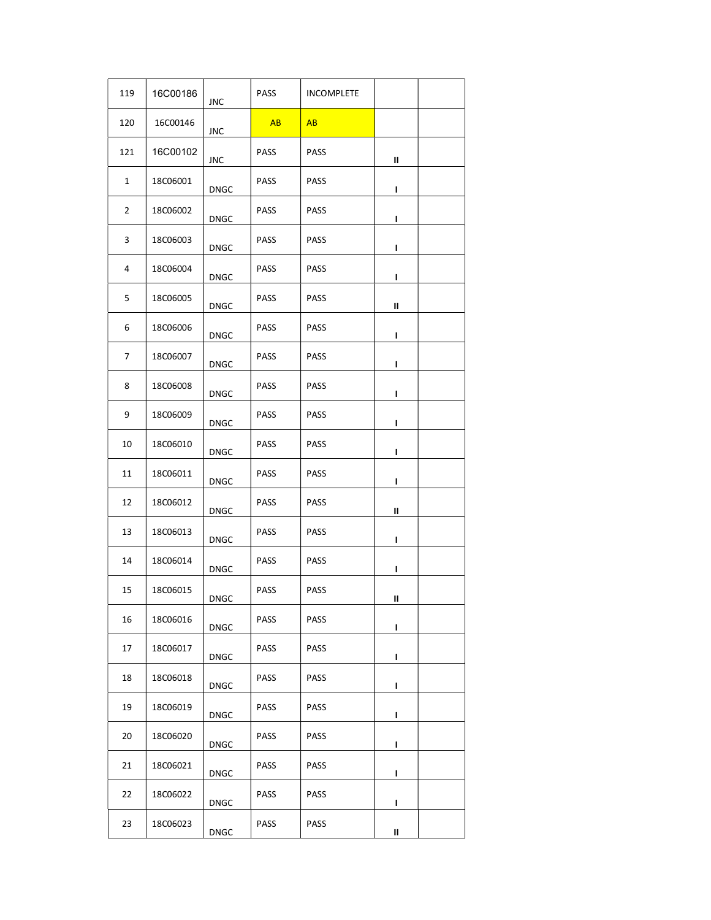| | | | | | | |
|---|---|---|---|---|---|---|
| 119 | 16C00186 | JNC | PASS | INCOMPLETE | | |
| 120 | 16C00146 | JNC | AB | AB | | |
| 121 | 16C00102 | JNC | PASS | PASS | II | |
| 1 | 18C06001 | DNGC | PASS | PASS | I | |
| 2 | 18C06002 | DNGC | PASS | PASS | I | |
| 3 | 18C06003 | DNGC | PASS | PASS | I | |
| 4 | 18C06004 | DNGC | PASS | PASS | I | |
| 5 | 18C06005 | DNGC | PASS | PASS | II | |
| 6 | 18C06006 | DNGC | PASS | PASS | I | |
| 7 | 18C06007 | DNGC | PASS | PASS | I | |
| 8 | 18C06008 | DNGC | PASS | PASS | I | |
| 9 | 18C06009 | DNGC | PASS | PASS | I | |
| 10 | 18C06010 | DNGC | PASS | PASS | I | |
| 11 | 18C06011 | DNGC | PASS | PASS | I | |
| 12 | 18C06012 | DNGC | PASS | PASS | II | |
| 13 | 18C06013 | DNGC | PASS | PASS | I | |
| 14 | 18C06014 | DNGC | PASS | PASS | I | |
| 15 | 18C06015 | DNGC | PASS | PASS | II | |
| 16 | 18C06016 | DNGC | PASS | PASS | I | |
| 17 | 18C06017 | DNGC | PASS | PASS | I | |
| 18 | 18C06018 | DNGC | PASS | PASS | I | |
| 19 | 18C06019 | DNGC | PASS | PASS | I | |
| 20 | 18C06020 | DNGC | PASS | PASS | I | |
| 21 | 18C06021 | DNGC | PASS | PASS | I | |
| 22 | 18C06022 | DNGC | PASS | PASS | I | |
| 23 | 18C06023 | DNGC | PASS | PASS | II | |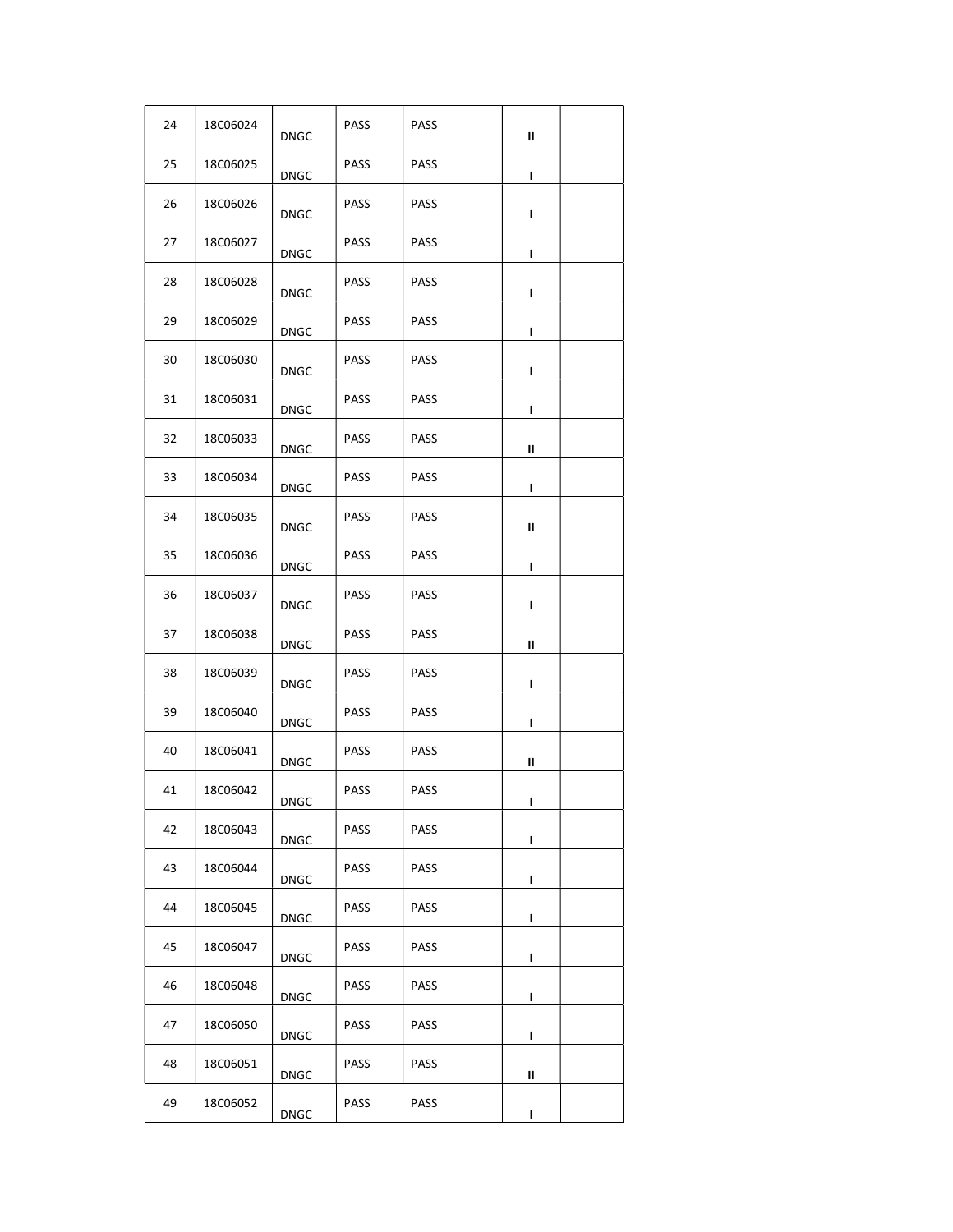| | | | | | | |
|---|---|---|---|---|---|---|
| 24 | 18C06024 | DNGC | PASS | PASS | II | |
| 25 | 18C06025 | DNGC | PASS | PASS | I | |
| 26 | 18C06026 | DNGC | PASS | PASS | I | |
| 27 | 18C06027 | DNGC | PASS | PASS | I | |
| 28 | 18C06028 | DNGC | PASS | PASS | I | |
| 29 | 18C06029 | DNGC | PASS | PASS | I | |
| 30 | 18C06030 | DNGC | PASS | PASS | I | |
| 31 | 18C06031 | DNGC | PASS | PASS | I | |
| 32 | 18C06033 | DNGC | PASS | PASS | II | |
| 33 | 18C06034 | DNGC | PASS | PASS | I | |
| 34 | 18C06035 | DNGC | PASS | PASS | II | |
| 35 | 18C06036 | DNGC | PASS | PASS | I | |
| 36 | 18C06037 | DNGC | PASS | PASS | I | |
| 37 | 18C06038 | DNGC | PASS | PASS | II | |
| 38 | 18C06039 | DNGC | PASS | PASS | I | |
| 39 | 18C06040 | DNGC | PASS | PASS | I | |
| 40 | 18C06041 | DNGC | PASS | PASS | II | |
| 41 | 18C06042 | DNGC | PASS | PASS | I | |
| 42 | 18C06043 | DNGC | PASS | PASS | I | |
| 43 | 18C06044 | DNGC | PASS | PASS | I | |
| 44 | 18C06045 | DNGC | PASS | PASS | I | |
| 45 | 18C06047 | DNGC | PASS | PASS | I | |
| 46 | 18C06048 | DNGC | PASS | PASS | I | |
| 47 | 18C06050 | DNGC | PASS | PASS | I | |
| 48 | 18C06051 | DNGC | PASS | PASS | II | |
| 49 | 18C06052 | DNGC | PASS | PASS | I | |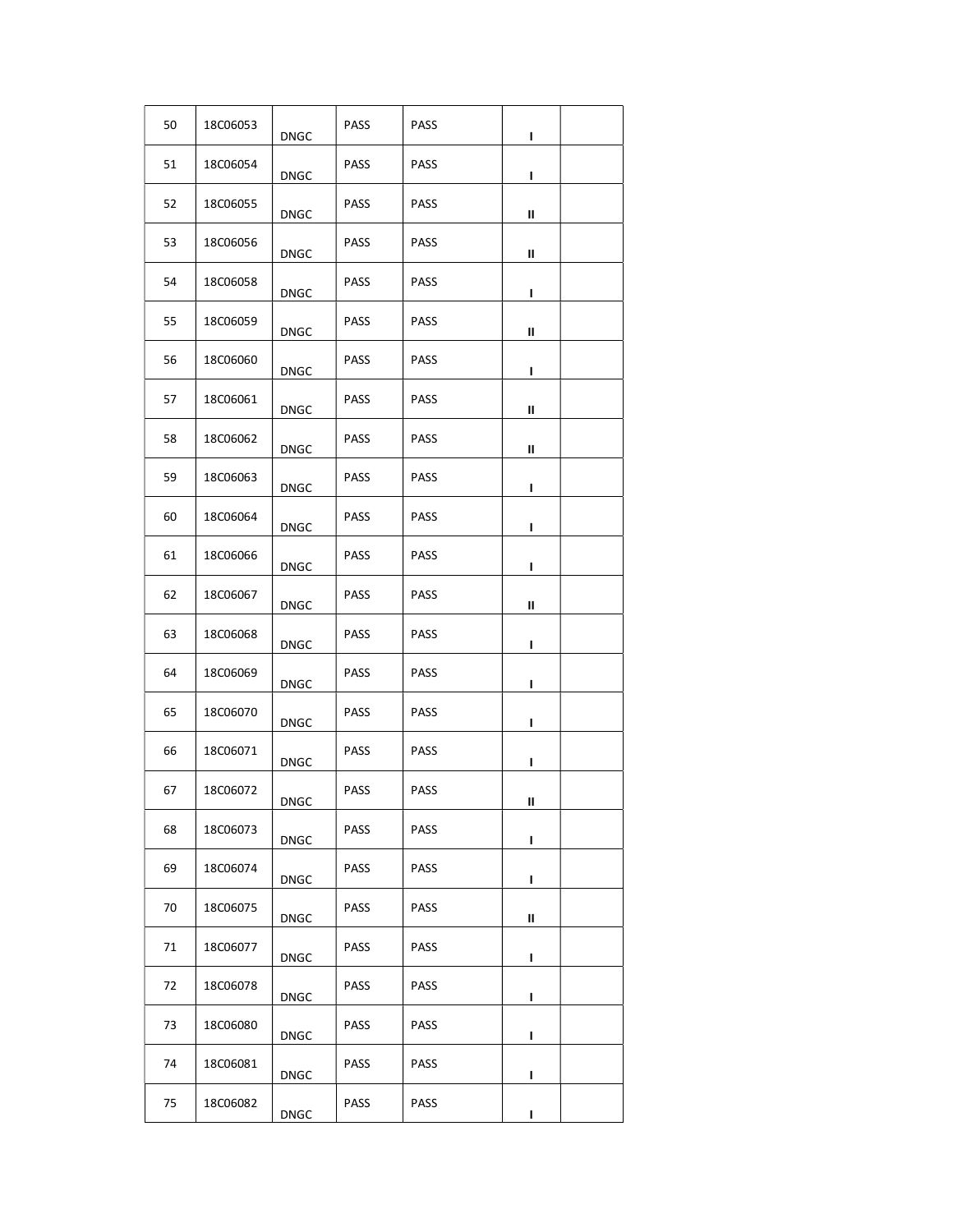| | | | | | | |
|---|---|---|---|---|---|---|
| 50 | 18C06053 | DNGC | PASS | PASS | I | |
| 51 | 18C06054 | DNGC | PASS | PASS | I | |
| 52 | 18C06055 | DNGC | PASS | PASS | II | |
| 53 | 18C06056 | DNGC | PASS | PASS | II | |
| 54 | 18C06058 | DNGC | PASS | PASS | I | |
| 55 | 18C06059 | DNGC | PASS | PASS | II | |
| 56 | 18C06060 | DNGC | PASS | PASS | I | |
| 57 | 18C06061 | DNGC | PASS | PASS | II | |
| 58 | 18C06062 | DNGC | PASS | PASS | II | |
| 59 | 18C06063 | DNGC | PASS | PASS | I | |
| 60 | 18C06064 | DNGC | PASS | PASS | I | |
| 61 | 18C06066 | DNGC | PASS | PASS | I | |
| 62 | 18C06067 | DNGC | PASS | PASS | II | |
| 63 | 18C06068 | DNGC | PASS | PASS | I | |
| 64 | 18C06069 | DNGC | PASS | PASS | I | |
| 65 | 18C06070 | DNGC | PASS | PASS | I | |
| 66 | 18C06071 | DNGC | PASS | PASS | I | |
| 67 | 18C06072 | DNGC | PASS | PASS | II | |
| 68 | 18C06073 | DNGC | PASS | PASS | I | |
| 69 | 18C06074 | DNGC | PASS | PASS | I | |
| 70 | 18C06075 | DNGC | PASS | PASS | II | |
| 71 | 18C06077 | DNGC | PASS | PASS | I | |
| 72 | 18C06078 | DNGC | PASS | PASS | I | |
| 73 | 18C06080 | DNGC | PASS | PASS | I | |
| 74 | 18C06081 | DNGC | PASS | PASS | I | |
| 75 | 18C06082 | DNGC | PASS | PASS | I | |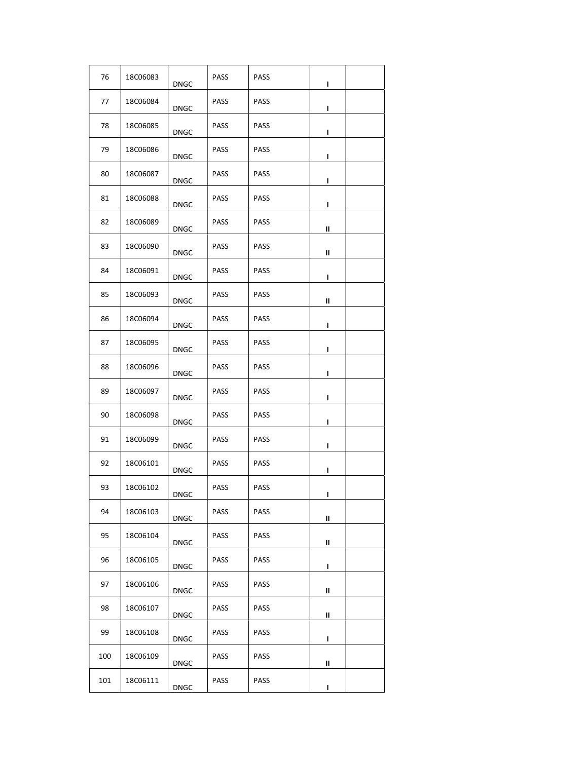| | | | | | | |
|---|---|---|---|---|---|---|
| 76 | 18C06083 | DNGC | PASS | PASS | I | |
| 77 | 18C06084 | DNGC | PASS | PASS | I | |
| 78 | 18C06085 | DNGC | PASS | PASS | I | |
| 79 | 18C06086 | DNGC | PASS | PASS | I | |
| 80 | 18C06087 | DNGC | PASS | PASS | I | |
| 81 | 18C06088 | DNGC | PASS | PASS | I | |
| 82 | 18C06089 | DNGC | PASS | PASS | II | |
| 83 | 18C06090 | DNGC | PASS | PASS | II | |
| 84 | 18C06091 | DNGC | PASS | PASS | I | |
| 85 | 18C06093 | DNGC | PASS | PASS | II | |
| 86 | 18C06094 | DNGC | PASS | PASS | I | |
| 87 | 18C06095 | DNGC | PASS | PASS | I | |
| 88 | 18C06096 | DNGC | PASS | PASS | I | |
| 89 | 18C06097 | DNGC | PASS | PASS | I | |
| 90 | 18C06098 | DNGC | PASS | PASS | I | |
| 91 | 18C06099 | DNGC | PASS | PASS | I | |
| 92 | 18C06101 | DNGC | PASS | PASS | I | |
| 93 | 18C06102 | DNGC | PASS | PASS | I | |
| 94 | 18C06103 | DNGC | PASS | PASS | II | |
| 95 | 18C06104 | DNGC | PASS | PASS | II | |
| 96 | 18C06105 | DNGC | PASS | PASS | I | |
| 97 | 18C06106 | DNGC | PASS | PASS | II | |
| 98 | 18C06107 | DNGC | PASS | PASS | II | |
| 99 | 18C06108 | DNGC | PASS | PASS | I | |
| 100 | 18C06109 | DNGC | PASS | PASS | II | |
| 101 | 18C06111 | DNGC | PASS | PASS | I | |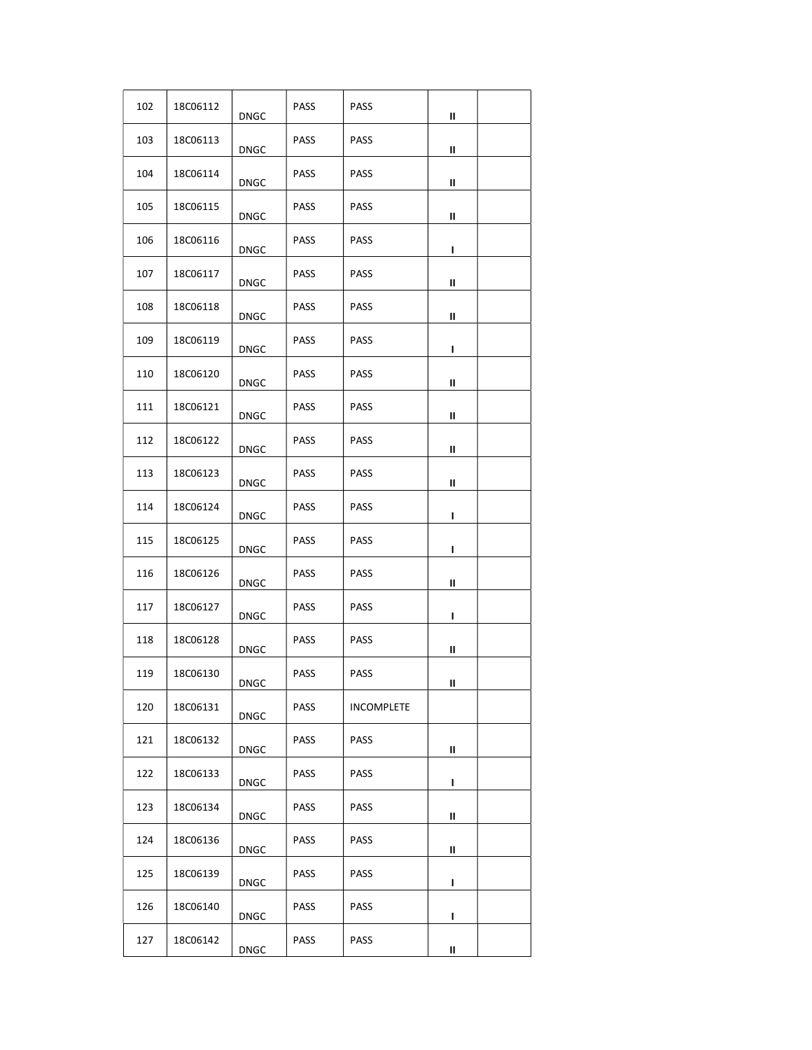| | | | | | | |
|---|---|---|---|---|---|---|
| 102 | 18C06112 | DNGC | PASS | PASS | II | |
| 103 | 18C06113 | DNGC | PASS | PASS | II | |
| 104 | 18C06114 | DNGC | PASS | PASS | II | |
| 105 | 18C06115 | DNGC | PASS | PASS | II | |
| 106 | 18C06116 | DNGC | PASS | PASS | I | |
| 107 | 18C06117 | DNGC | PASS | PASS | II | |
| 108 | 18C06118 | DNGC | PASS | PASS | II | |
| 109 | 18C06119 | DNGC | PASS | PASS | I | |
| 110 | 18C06120 | DNGC | PASS | PASS | II | |
| 111 | 18C06121 | DNGC | PASS | PASS | II | |
| 112 | 18C06122 | DNGC | PASS | PASS | II | |
| 113 | 18C06123 | DNGC | PASS | PASS | II | |
| 114 | 18C06124 | DNGC | PASS | PASS | I | |
| 115 | 18C06125 | DNGC | PASS | PASS | I | |
| 116 | 18C06126 | DNGC | PASS | PASS | II | |
| 117 | 18C06127 | DNGC | PASS | PASS | I | |
| 118 | 18C06128 | DNGC | PASS | PASS | II | |
| 119 | 18C06130 | DNGC | PASS | PASS | II | |
| 120 | 18C06131 | DNGC | PASS | INCOMPLETE | | |
| 121 | 18C06132 | DNGC | PASS | PASS | II | |
| 122 | 18C06133 | DNGC | PASS | PASS | I | |
| 123 | 18C06134 | DNGC | PASS | PASS | II | |
| 124 | 18C06136 | DNGC | PASS | PASS | II | |
| 125 | 18C06139 | DNGC | PASS | PASS | I | |
| 126 | 18C06140 | DNGC | PASS | PASS | I | |
| 127 | 18C06142 | DNGC | PASS | PASS | II | |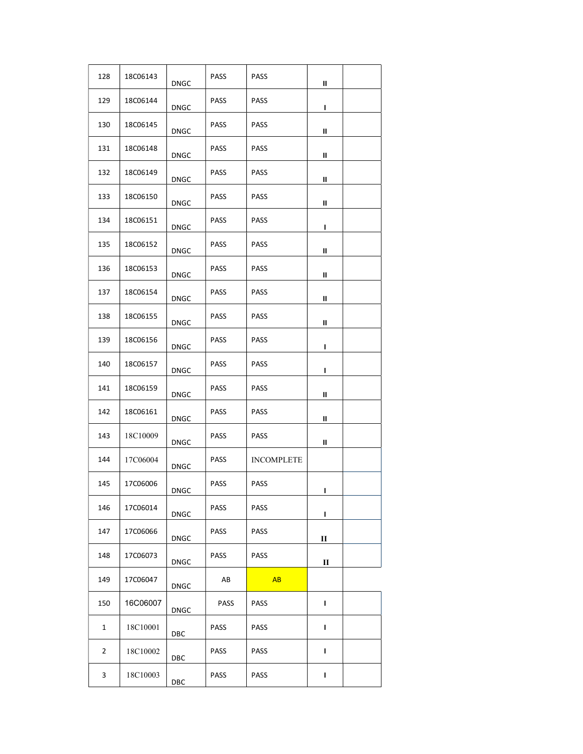| | | | | | | |
|---|---|---|---|---|---|---|
| 128 | 18C06143 | DNGC | PASS | PASS | II | |
| 129 | 18C06144 | DNGC | PASS | PASS | I | |
| 130 | 18C06145 | DNGC | PASS | PASS | II | |
| 131 | 18C06148 | DNGC | PASS | PASS | II | |
| 132 | 18C06149 | DNGC | PASS | PASS | II | |
| 133 | 18C06150 | DNGC | PASS | PASS | II | |
| 134 | 18C06151 | DNGC | PASS | PASS | I | |
| 135 | 18C06152 | DNGC | PASS | PASS | II | |
| 136 | 18C06153 | DNGC | PASS | PASS | II | |
| 137 | 18C06154 | DNGC | PASS | PASS | II | |
| 138 | 18C06155 | DNGC | PASS | PASS | II | |
| 139 | 18C06156 | DNGC | PASS | PASS | I | |
| 140 | 18C06157 | DNGC | PASS | PASS | I | |
| 141 | 18C06159 | DNGC | PASS | PASS | II | |
| 142 | 18C06161 | DNGC | PASS | PASS | II | |
| 143 | 18C10009 | DNGC | PASS | PASS | II | |
| 144 | 17C06004 | DNGC | PASS | INCOMPLETE | | |
| 145 | 17C06006 | DNGC | PASS | PASS | I | |
| 146 | 17C06014 | DNGC | PASS | PASS | I | |
| 147 | 17C06066 | DNGC | PASS | PASS | II | |
| 148 | 17C06073 | DNGC | PASS | PASS | II | |
| 149 | 17C06047 | DNGC | AB | AB | | |
| 150 | 16C06007 | DNGC | PASS | PASS | I | |
| 1 | 18C10001 | DBC | PASS | PASS | I | |
| 2 | 18C10002 | DBC | PASS | PASS | I | |
| 3 | 18C10003 | DBC | PASS | PASS | I | |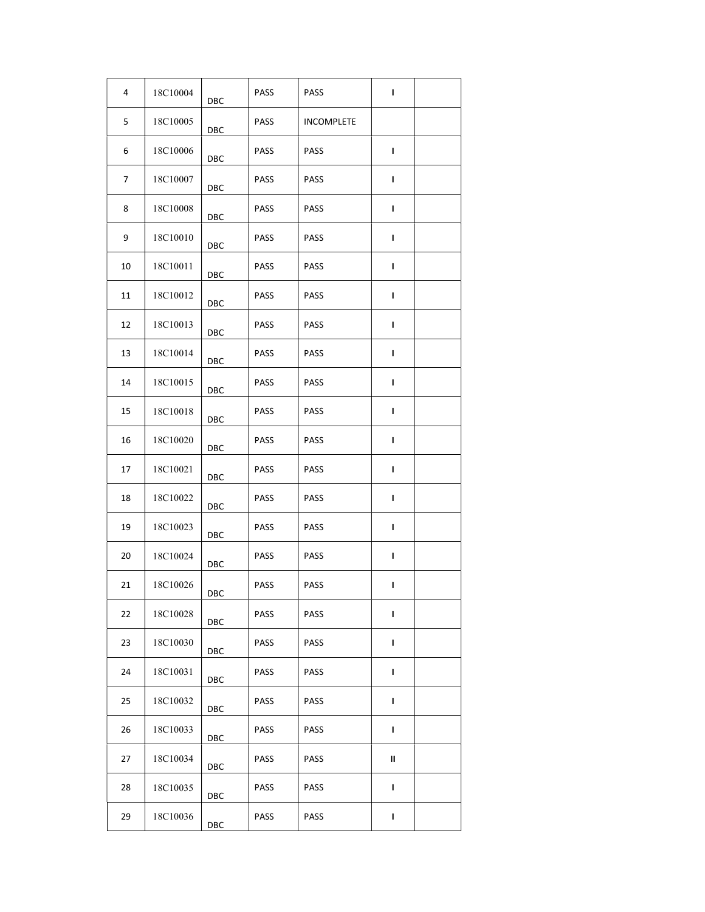| | | | | | | |
|---|---|---|---|---|---|---|
| 4 | 18C10004 | DBC | PASS | PASS | I | |
| 5 | 18C10005 | DBC | PASS | INCOMPLETE | | |
| 6 | 18C10006 | DBC | PASS | PASS | I | |
| 7 | 18C10007 | DBC | PASS | PASS | I | |
| 8 | 18C10008 | DBC | PASS | PASS | I | |
| 9 | 18C10010 | DBC | PASS | PASS | I | |
| 10 | 18C10011 | DBC | PASS | PASS | I | |
| 11 | 18C10012 | DBC | PASS | PASS | I | |
| 12 | 18C10013 | DBC | PASS | PASS | I | |
| 13 | 18C10014 | DBC | PASS | PASS | I | |
| 14 | 18C10015 | DBC | PASS | PASS | I | |
| 15 | 18C10018 | DBC | PASS | PASS | I | |
| 16 | 18C10020 | DBC | PASS | PASS | I | |
| 17 | 18C10021 | DBC | PASS | PASS | I | |
| 18 | 18C10022 | DBC | PASS | PASS | I | |
| 19 | 18C10023 | DBC | PASS | PASS | I | |
| 20 | 18C10024 | DBC | PASS | PASS | I | |
| 21 | 18C10026 | DBC | PASS | PASS | I | |
| 22 | 18C10028 | DBC | PASS | PASS | I | |
| 23 | 18C10030 | DBC | PASS | PASS | I | |
| 24 | 18C10031 | DBC | PASS | PASS | I | |
| 25 | 18C10032 | DBC | PASS | PASS | I | |
| 26 | 18C10033 | DBC | PASS | PASS | I | |
| 27 | 18C10034 | DBC | PASS | PASS | II | |
| 28 | 18C10035 | DBC | PASS | PASS | I | |
| 29 | 18C10036 | DBC | PASS | PASS | I | |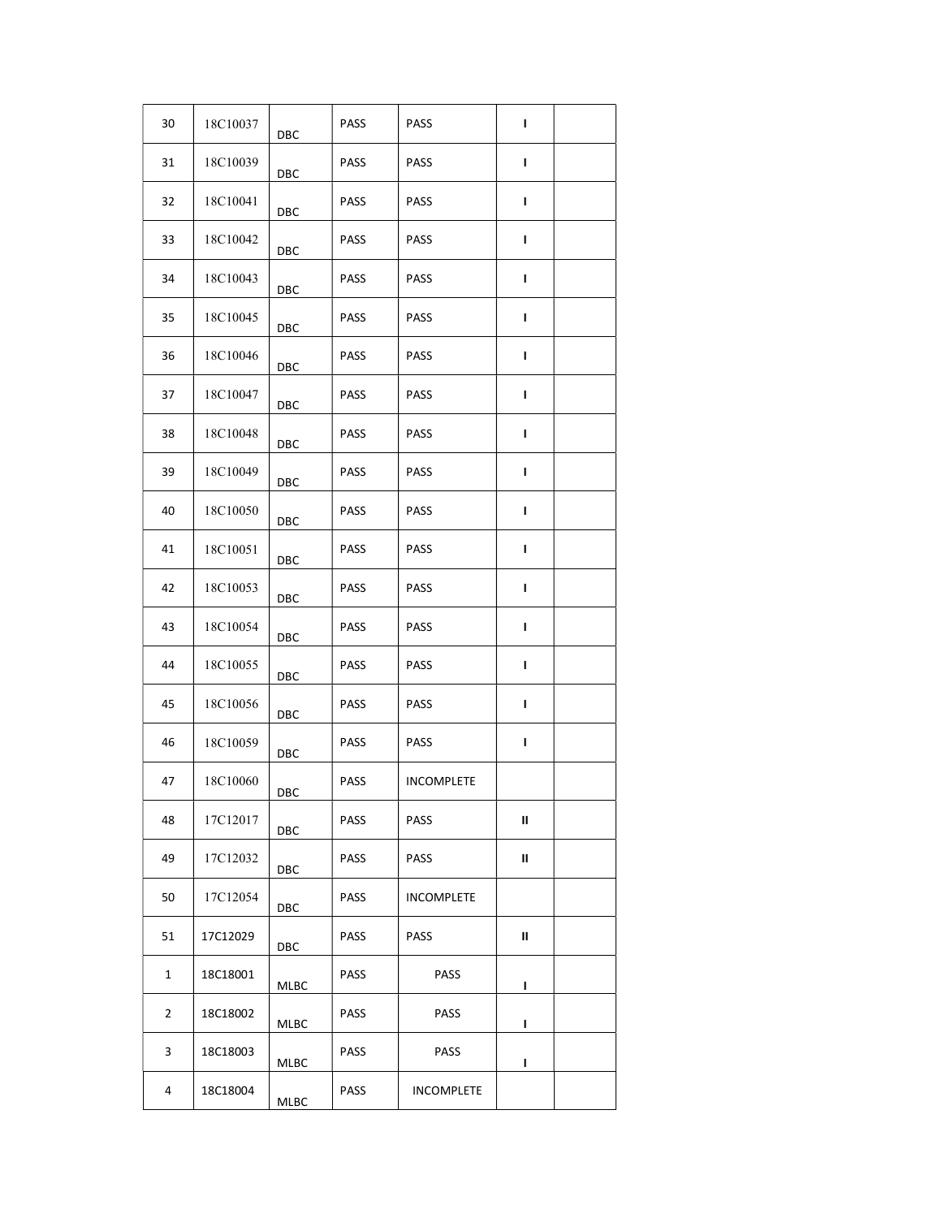| | | | | | | |
|---|---|---|---|---|---|---|
| 30 | 18C10037 | DBC | PASS | PASS | I | |
| 31 | 18C10039 | DBC | PASS | PASS | I | |
| 32 | 18C10041 | DBC | PASS | PASS | I | |
| 33 | 18C10042 | DBC | PASS | PASS | I | |
| 34 | 18C10043 | DBC | PASS | PASS | I | |
| 35 | 18C10045 | DBC | PASS | PASS | I | |
| 36 | 18C10046 | DBC | PASS | PASS | I | |
| 37 | 18C10047 | DBC | PASS | PASS | I | |
| 38 | 18C10048 | DBC | PASS | PASS | I | |
| 39 | 18C10049 | DBC | PASS | PASS | I | |
| 40 | 18C10050 | DBC | PASS | PASS | I | |
| 41 | 18C10051 | DBC | PASS | PASS | I | |
| 42 | 18C10053 | DBC | PASS | PASS | I | |
| 43 | 18C10054 | DBC | PASS | PASS | I | |
| 44 | 18C10055 | DBC | PASS | PASS | I | |
| 45 | 18C10056 | DBC | PASS | PASS | I | |
| 46 | 18C10059 | DBC | PASS | PASS | I | |
| 47 | 18C10060 | DBC | PASS | INCOMPLETE | | |
| 48 | 17C12017 | DBC | PASS | PASS | II | |
| 49 | 17C12032 | DBC | PASS | PASS | II | |
| 50 | 17C12054 | DBC | PASS | INCOMPLETE | | |
| 51 | 17C12029 | DBC | PASS | PASS | II | |
| 1 | 18C18001 | MLBC | PASS | PASS | I | |
| 2 | 18C18002 | MLBC | PASS | PASS | I | |
| 3 | 18C18003 | MLBC | PASS | PASS | I | |
| 4 | 18C18004 | MLBC | PASS | INCOMPLETE | | |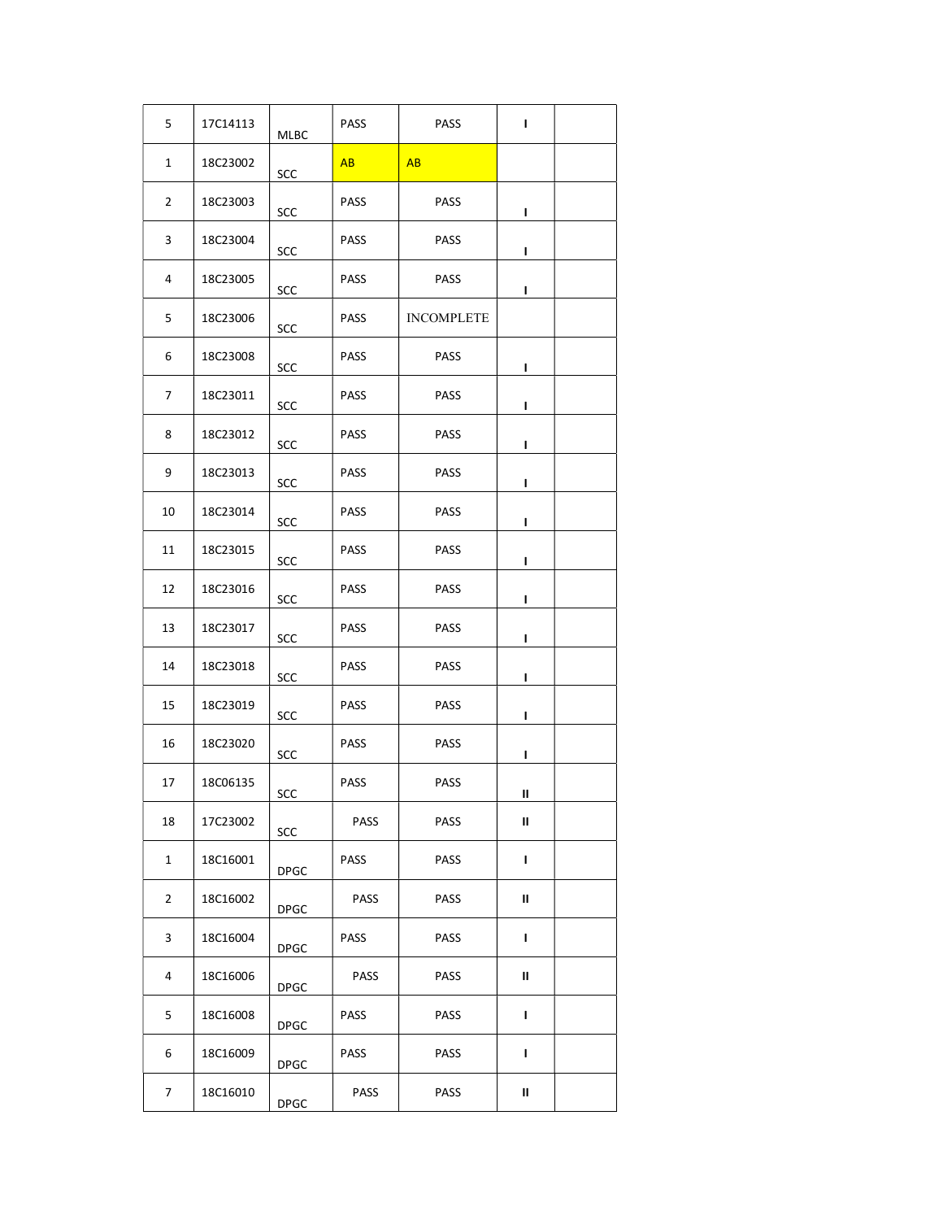| 5 | 17C14113 | MLBC | PASS | PASS | I | |
|---|---|---|---|---|---|---|
| 1 | 18C23002 | SCC | AB | AB | | |
| 2 | 18C23003 | SCC | PASS | PASS | I | |
| 3 | 18C23004 | SCC | PASS | PASS | I | |
| 4 | 18C23005 | SCC | PASS | PASS | I | |
| 5 | 18C23006 | SCC | PASS | INCOMPLETE | | |
| 6 | 18C23008 | SCC | PASS | PASS | I | |
| 7 | 18C23011 | SCC | PASS | PASS | I | |
| 8 | 18C23012 | SCC | PASS | PASS | I | |
| 9 | 18C23013 | SCC | PASS | PASS | I | |
| 10 | 18C23014 | SCC | PASS | PASS | I | |
| 11 | 18C23015 | SCC | PASS | PASS | I | |
| 12 | 18C23016 | SCC | PASS | PASS | I | |
| 13 | 18C23017 | SCC | PASS | PASS | I | |
| 14 | 18C23018 | SCC | PASS | PASS | I | |
| 15 | 18C23019 | SCC | PASS | PASS | I | |
| 16 | 18C23020 | SCC | PASS | PASS | I | |
| 17 | 18C06135 | SCC | PASS | PASS | II | |
| 18 | 17C23002 | SCC | PASS | PASS | II | |
| 1 | 18C16001 | DPGC | PASS | PASS | I | |
| 2 | 18C16002 | DPGC | PASS | PASS | II | |
| 3 | 18C16004 | DPGC | PASS | PASS | I | |
| 4 | 18C16006 | DPGC | PASS | PASS | II | |
| 5 | 18C16008 | DPGC | PASS | PASS | I | |
| 6 | 18C16009 | DPGC | PASS | PASS | I | |
| 7 | 18C16010 | DPGC | PASS | PASS | II | |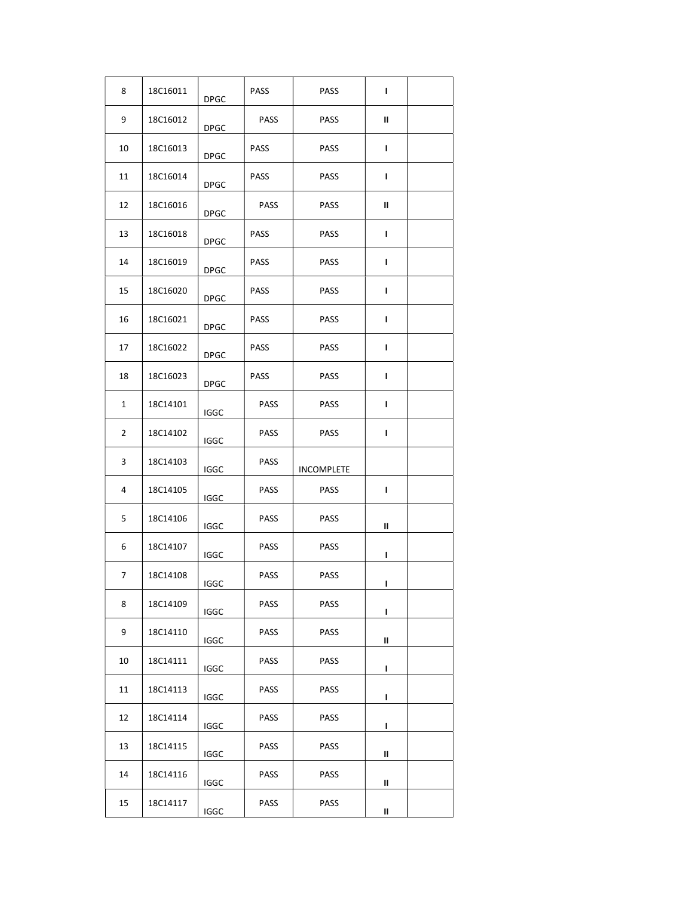| | | | | | | |
|---|---|---|---|---|---|---|
| 8 | 18C16011 | DPGC | PASS | PASS | I | |
| 9 | 18C16012 | DPGC | PASS | PASS | II | |
| 10 | 18C16013 | DPGC | PASS | PASS | I | |
| 11 | 18C16014 | DPGC | PASS | PASS | I | |
| 12 | 18C16016 | DPGC | PASS | PASS | II | |
| 13 | 18C16018 | DPGC | PASS | PASS | I | |
| 14 | 18C16019 | DPGC | PASS | PASS | I | |
| 15 | 18C16020 | DPGC | PASS | PASS | I | |
| 16 | 18C16021 | DPGC | PASS | PASS | I | |
| 17 | 18C16022 | DPGC | PASS | PASS | I | |
| 18 | 18C16023 | DPGC | PASS | PASS | I | |
| 1 | 18C14101 | IGGC | PASS | PASS | I | |
| 2 | 18C14102 | IGGC | PASS | PASS | I | |
| 3 | 18C14103 | IGGC | PASS | INCOMPLETE | | |
| 4 | 18C14105 | IGGC | PASS | PASS | I | |
| 5 | 18C14106 | IGGC | PASS | PASS | II | |
| 6 | 18C14107 | IGGC | PASS | PASS | I | |
| 7 | 18C14108 | IGGC | PASS | PASS | I | |
| 8 | 18C14109 | IGGC | PASS | PASS | I | |
| 9 | 18C14110 | IGGC | PASS | PASS | II | |
| 10 | 18C14111 | IGGC | PASS | PASS | I | |
| 11 | 18C14113 | IGGC | PASS | PASS | I | |
| 12 | 18C14114 | IGGC | PASS | PASS | I | |
| 13 | 18C14115 | IGGC | PASS | PASS | II | |
| 14 | 18C14116 | IGGC | PASS | PASS | II | |
| 15 | 18C14117 | IGGC | PASS | PASS | II | |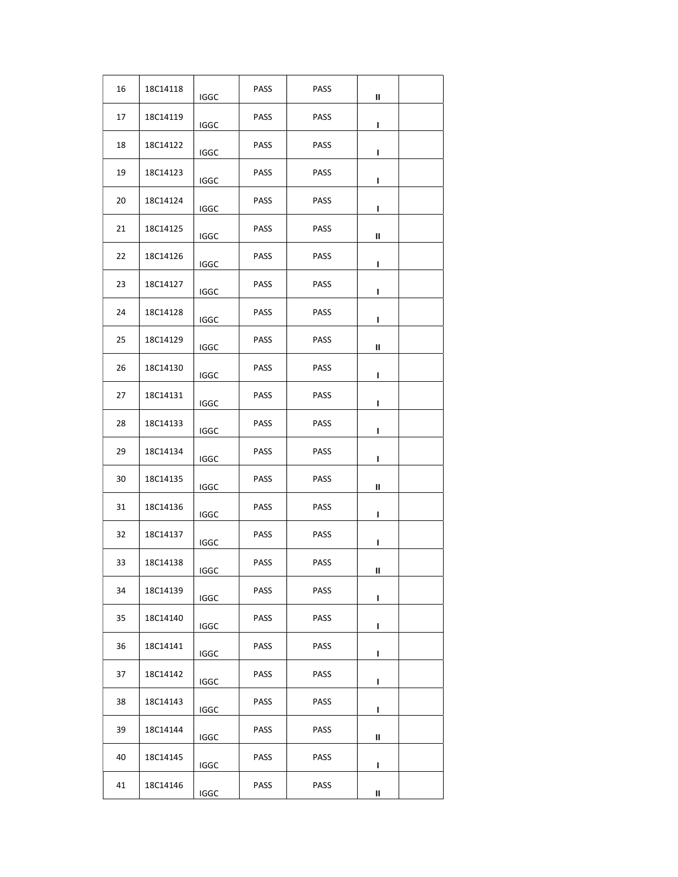| 16 | 18C14118 | IGGC | PASS | PASS | II | |
|---|---|---|---|---|---|---|
| 17 | 18C14119 | IGGC | PASS | PASS | I | |
| 18 | 18C14122 | IGGC | PASS | PASS | I | |
| 19 | 18C14123 | IGGC | PASS | PASS | I | |
| 20 | 18C14124 | IGGC | PASS | PASS | I | |
| 21 | 18C14125 | IGGC | PASS | PASS | II | |
| 22 | 18C14126 | IGGC | PASS | PASS | I | |
| 23 | 18C14127 | IGGC | PASS | PASS | I | |
| 24 | 18C14128 | IGGC | PASS | PASS | I | |
| 25 | 18C14129 | IGGC | PASS | PASS | II | |
| 26 | 18C14130 | IGGC | PASS | PASS | I | |
| 27 | 18C14131 | IGGC | PASS | PASS | I | |
| 28 | 18C14133 | IGGC | PASS | PASS | I | |
| 29 | 18C14134 | IGGC | PASS | PASS | I | |
| 30 | 18C14135 | IGGC | PASS | PASS | II | |
| 31 | 18C14136 | IGGC | PASS | PASS | I | |
| 32 | 18C14137 | IGGC | PASS | PASS | I | |
| 33 | 18C14138 | IGGC | PASS | PASS | II | |
| 34 | 18C14139 | IGGC | PASS | PASS | I | |
| 35 | 18C14140 | IGGC | PASS | PASS | I | |
| 36 | 18C14141 | IGGC | PASS | PASS | I | |
| 37 | 18C14142 | IGGC | PASS | PASS | I | |
| 38 | 18C14143 | IGGC | PASS | PASS | I | |
| 39 | 18C14144 | IGGC | PASS | PASS | II | |
| 40 | 18C14145 | IGGC | PASS | PASS | I | |
| 41 | 18C14146 | IGGC | PASS | PASS | II | |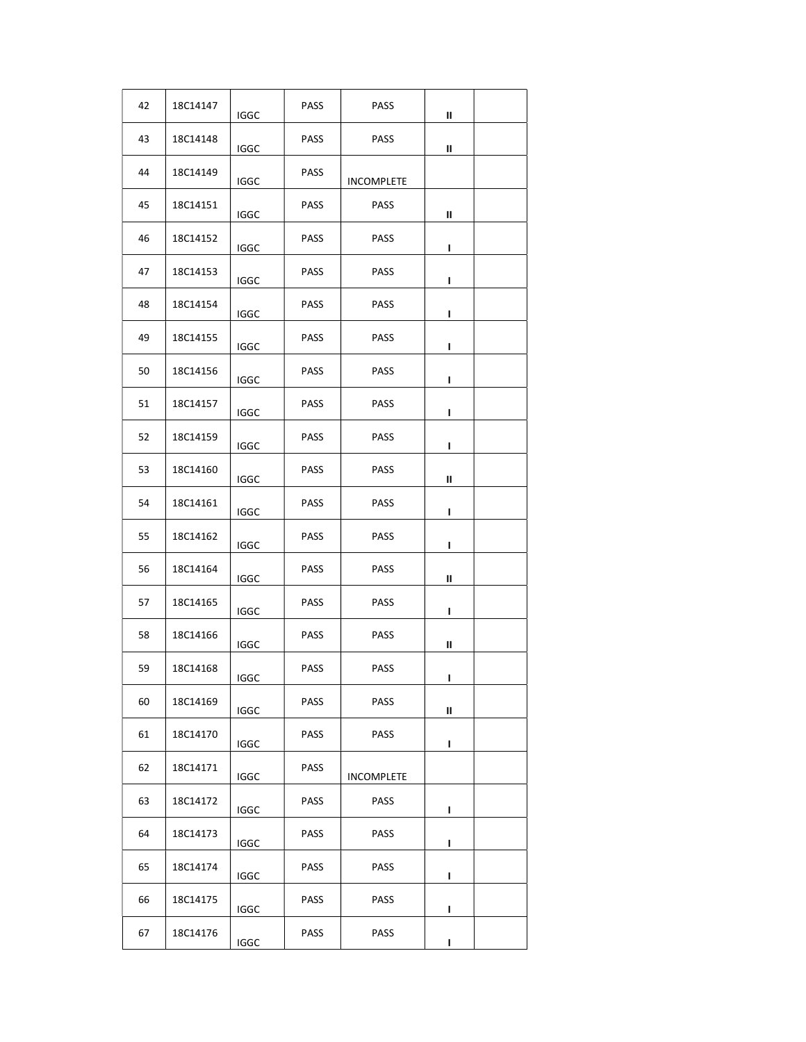| | | | | | | |
|---|---|---|---|---|---|---|
| 42 | 18C14147 | IGGC | PASS | PASS | II | |
| 43 | 18C14148 | IGGC | PASS | PASS | II | |
| 44 | 18C14149 | IGGC | PASS | INCOMPLETE | | |
| 45 | 18C14151 | IGGC | PASS | PASS | II | |
| 46 | 18C14152 | IGGC | PASS | PASS | I | |
| 47 | 18C14153 | IGGC | PASS | PASS | I | |
| 48 | 18C14154 | IGGC | PASS | PASS | I | |
| 49 | 18C14155 | IGGC | PASS | PASS | I | |
| 50 | 18C14156 | IGGC | PASS | PASS | I | |
| 51 | 18C14157 | IGGC | PASS | PASS | I | |
| 52 | 18C14159 | IGGC | PASS | PASS | I | |
| 53 | 18C14160 | IGGC | PASS | PASS | II | |
| 54 | 18C14161 | IGGC | PASS | PASS | I | |
| 55 | 18C14162 | IGGC | PASS | PASS | I | |
| 56 | 18C14164 | IGGC | PASS | PASS | II | |
| 57 | 18C14165 | IGGC | PASS | PASS | I | |
| 58 | 18C14166 | IGGC | PASS | PASS | II | |
| 59 | 18C14168 | IGGC | PASS | PASS | I | |
| 60 | 18C14169 | IGGC | PASS | PASS | II | |
| 61 | 18C14170 | IGGC | PASS | PASS | I | |
| 62 | 18C14171 | IGGC | PASS | INCOMPLETE | | |
| 63 | 18C14172 | IGGC | PASS | PASS | I | |
| 64 | 18C14173 | IGGC | PASS | PASS | I | |
| 65 | 18C14174 | IGGC | PASS | PASS | I | |
| 66 | 18C14175 | IGGC | PASS | PASS | I | |
| 67 | 18C14176 | IGGC | PASS | PASS | I | |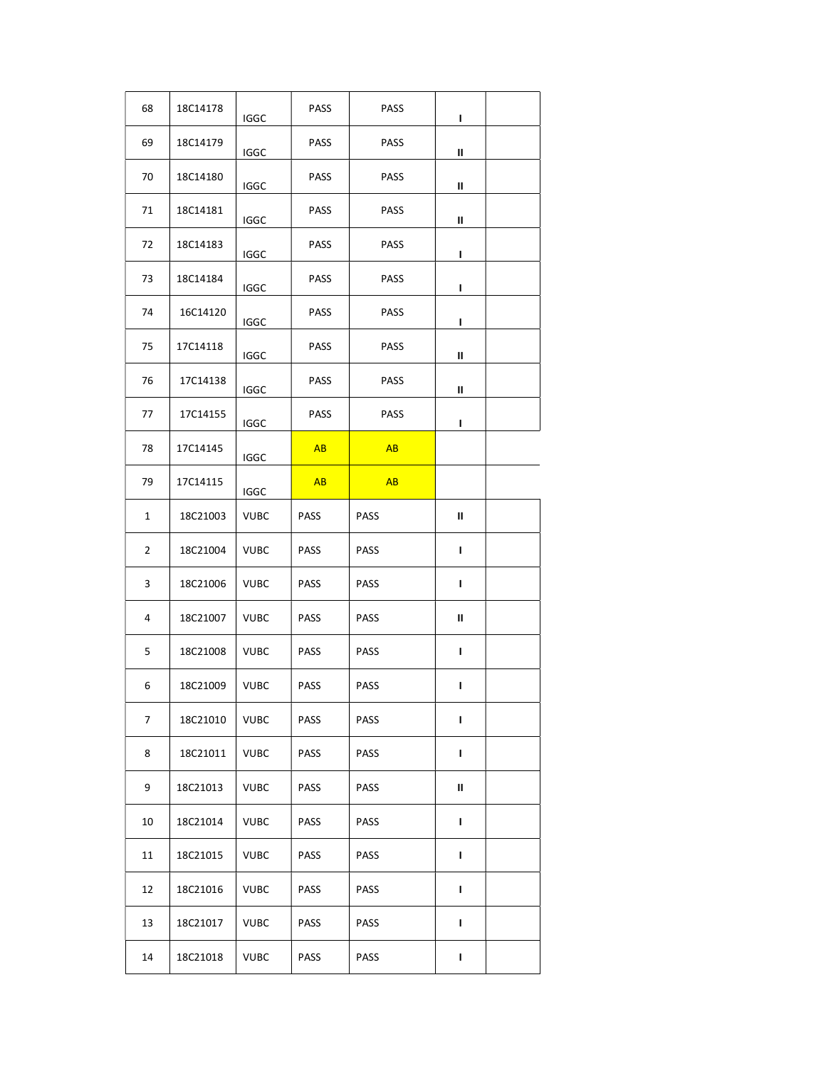| | | | | | | |
|---|---|---|---|---|---|---|
| 68 | 18C14178 | IGGC | PASS | PASS | I | |
| 69 | 18C14179 | IGGC | PASS | PASS | II | |
| 70 | 18C14180 | IGGC | PASS | PASS | II | |
| 71 | 18C14181 | IGGC | PASS | PASS | II | |
| 72 | 18C14183 | IGGC | PASS | PASS | I | |
| 73 | 18C14184 | IGGC | PASS | PASS | I | |
| 74 | 16C14120 | IGGC | PASS | PASS | I | |
| 75 | 17C14118 | IGGC | PASS | PASS | II | |
| 76 | 17C14138 | IGGC | PASS | PASS | II | |
| 77 | 17C14155 | IGGC | PASS | PASS | I | |
| 78 | 17C14145 | IGGC | AB | AB | | |
| 79 | 17C14115 | IGGC | AB | AB | | |
| 1 | 18C21003 | VUBC | PASS | PASS | II | |
| 2 | 18C21004 | VUBC | PASS | PASS | I | |
| 3 | 18C21006 | VUBC | PASS | PASS | I | |
| 4 | 18C21007 | VUBC | PASS | PASS | II | |
| 5 | 18C21008 | VUBC | PASS | PASS | I | |
| 6 | 18C21009 | VUBC | PASS | PASS | I | |
| 7 | 18C21010 | VUBC | PASS | PASS | I | |
| 8 | 18C21011 | VUBC | PASS | PASS | I | |
| 9 | 18C21013 | VUBC | PASS | PASS | II | |
| 10 | 18C21014 | VUBC | PASS | PASS | I | |
| 11 | 18C21015 | VUBC | PASS | PASS | I | |
| 12 | 18C21016 | VUBC | PASS | PASS | I | |
| 13 | 18C21017 | VUBC | PASS | PASS | I | |
| 14 | 18C21018 | VUBC | PASS | PASS | I | |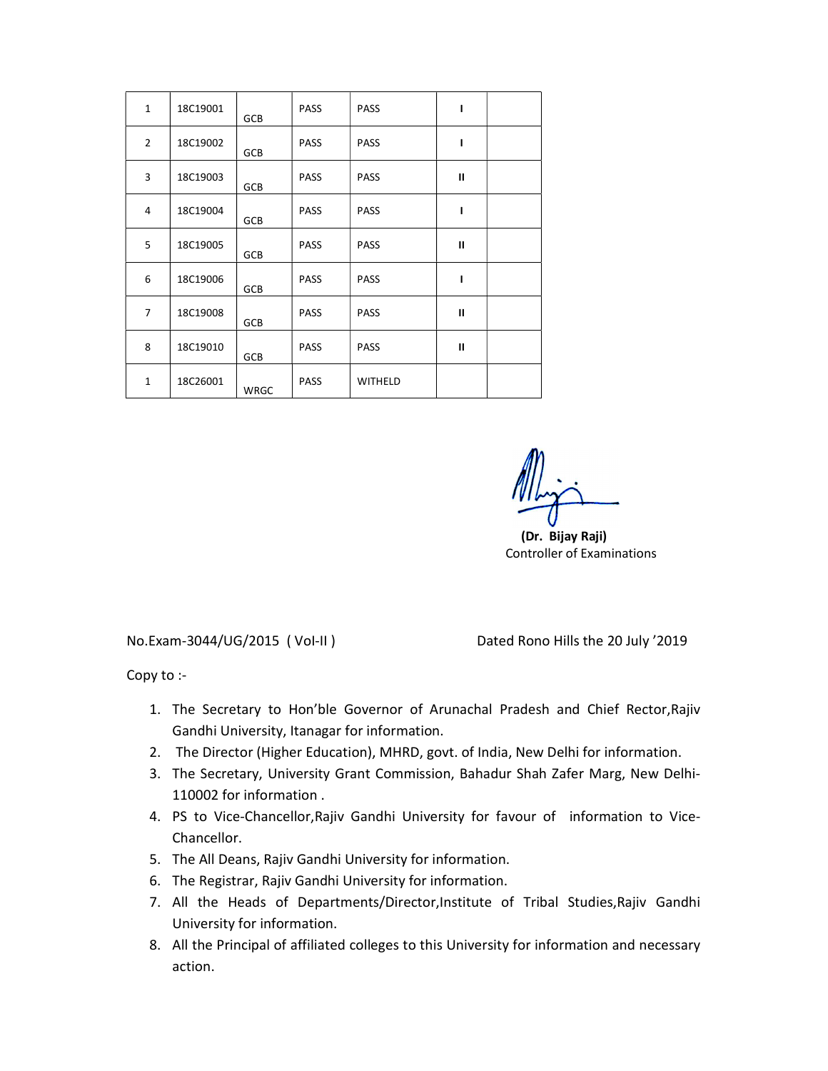| | | | | | | |
|---|---|---|---|---|---|---|
| 1 | 18C19001 | GCB | PASS | PASS | I | |
| 2 | 18C19002 | GCB | PASS | PASS | I | |
| 3 | 18C19003 | GCB | PASS | PASS | II | |
| 4 | 18C19004 | GCB | PASS | PASS | I | |
| 5 | 18C19005 | GCB | PASS | PASS | II | |
| 6 | 18C19006 | GCB | PASS | PASS | I | |
| 7 | 18C19008 | GCB | PASS | PASS | II | |
| 8 | 18C19010 | GCB | PASS | PASS | II | |
| 1 | 18C26001 | WRGC | PASS | WITHELD | | |

**(Dr. Bijay Raji)**
Controller of Examinations

No.Exam-3044/UG/2015 ( Vol-II )                    Dated Rono Hills the 20 July '2019

Copy to :-

1. The Secretary to Hon'ble Governor of Arunachal Pradesh and Chief Rector,Rajiv Gandhi University, Itanagar for information.
2. The Director (Higher Education), MHRD, govt. of India, New Delhi for information.
3. The Secretary, University Grant Commission, Bahadur Shah Zafer Marg, New Delhi-110002 for information .
4. PS to Vice-Chancellor,Rajiv Gandhi University for favour of information to Vice-Chancellor.
5. The All Deans, Rajiv Gandhi University for information.
6. The Registrar, Rajiv Gandhi University for information.
7. All the Heads of Departments/Director,Institute of Tribal Studies,Rajiv Gandhi University for information.
8. All the Principal of affiliated colleges to this University for information and necessary action.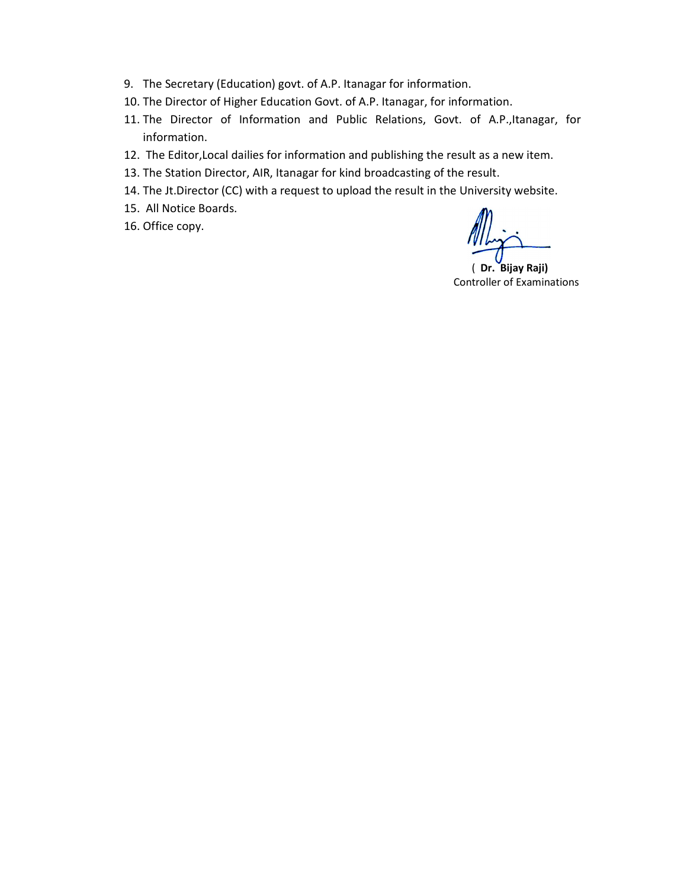9. The Secretary (Education) govt. of A.P. Itanagar for information.
10. The Director of Higher Education Govt. of A.P. Itanagar, for information.
11. The Director of Information and Public Relations, Govt. of A.P.,Itanagar, for information.
12. The Editor,Local dailies for information and publishing the result as a new item.
13. The Station Director, AIR, Itanagar for kind broadcasting of the result.
14. The Jt.Director (CC) with a request to upload the result in the University website.
15. All Notice Boards.
16. Office copy.

( **Dr. Bijay Raji)**
Controller of Examinations